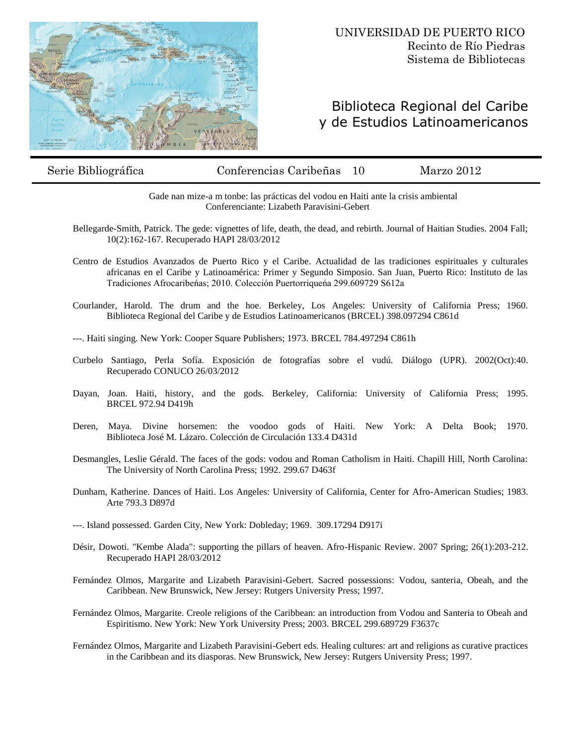UNIVERSIDAD DE PUERTO RICO
Recinto de Río Piedras
Sistema de Bibliotecas

# Biblioteca Regional del Caribe y de Estudios Latinoamericanos

Serie Bibliográfica | Conferencias Caribeñas 10 | Marzo 2012

Gade nan mize-a m tonbe: las prácticas del vodou en Haiti ante la crisis ambiental
Conferenciante: Lizabeth Paravisini-Gebert

Bellegarde-Smith, Patrick. The gede: vignettes of life, death, the dead, and rebirth. Journal of Haitian Studies. 2004 Fall; 10(2):162-167. Recuperado HAPI 28/03/2012

Centro de Estudios Avanzados de Puerto Rico y el Caribe. Actualidad de las tradiciones espirituales y culturales africanas en el Caribe y Latinoamérica: Primer y Segundo Simposio. San Juan, Puerto Rico: Instituto de las Tradiciones Afrocaribeńas; 2010. Colección Puertorriqueńa 299.609729 S612a

Courlander, Harold. The drum and the hoe. Berkeley, Los Angeles: University of California Press; 1960. Biblioteca Regional del Caribe y de Estudios Latinoamericanos (BRCEL) 398.097294 C861d

---. Haiti singing. New York: Cooper Square Publishers; 1973. BRCEL 784.497294 C861h

Curbelo Santiago, Perla Sofía. Exposición de fotografías sobre el vudú. Diálogo (UPR). 2002(Oct):40. Recuperado CONUCO 26/03/2012

Dayan, Joan. Haiti, history, and the gods. Berkeley, California: University of California Press; 1995. BRCEL 972.94 D419h

Deren, Maya. Divine horsemen: the voodoo gods of Haiti. New York: A Delta Book; 1970. Biblioteca José M. Lázaro. Colección de Circulación 133.4 D431d

Desmangles, Leslie Gérald. The faces of the gods: vodou and Roman Catholism in Haiti. Chapill Hill, North Carolina: The University of North Carolina Press; 1992. 299.67 D463f

Dunham, Katherine. Dances of Haiti. Los Angeles: University of California, Center for Afro-American Studies; 1983. Arte 793.3 D897d

---. Island possessed. Garden City, New York: Dobleday; 1969. 309.17294 D917i

Désir, Dowoti. "Kembe Alada": supporting the pillars of heaven. Afro-Hispanic Review. 2007 Spring; 26(1):203-212. Recuperado HAPI 28/03/2012

Fernández Olmos, Margarite and Lizabeth Paravisini-Gebert. Sacred possessions: Vodou, santeria, Obeah, and the Caribbean. New Brunswick, New Jersey: Rutgers University Press; 1997.

Fernández Olmos, Margarite. Creole religions of the Caribbean: an introduction from Vodou and Santeria to Obeah and Espiritismo. New York: New York University Press; 2003. BRCEL 299.689729 F3637c

Fernández Olmos, Margarite and Lizabeth Paravisini-Gebert eds. Healing cultures: art and religions as curative practices in the Caribbean and its diasporas. New Brunswick, New Jersey: Rutgers University Press; 1997.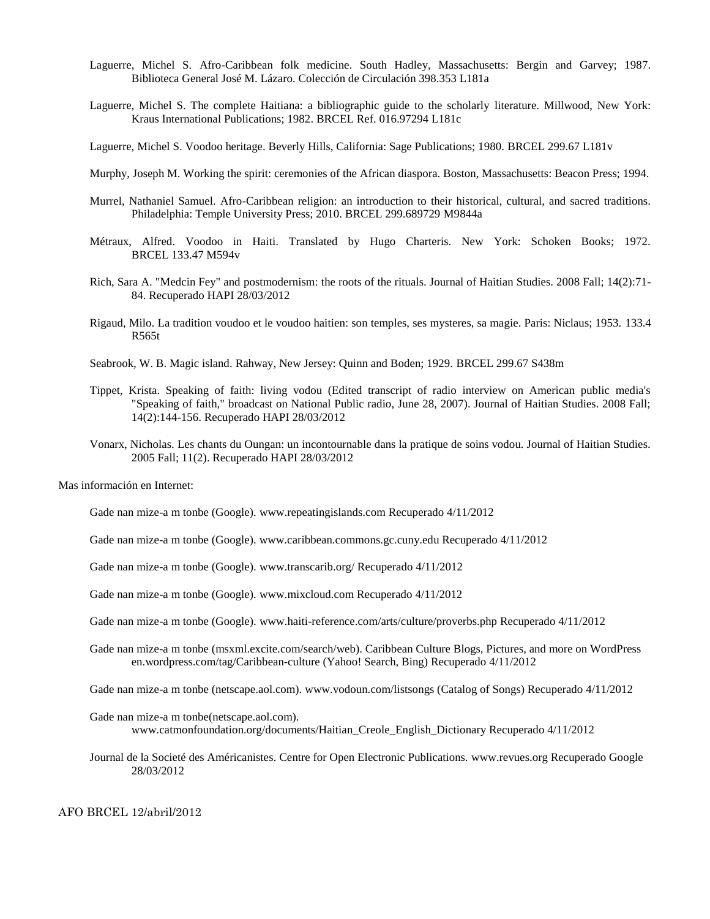Laguerre, Michel S. Afro-Caribbean folk medicine. South Hadley, Massachusetts: Bergin and Garvey; 1987. Biblioteca General José M. Lázaro. Colección de Circulación 398.353 L181a

Laguerre, Michel S. The complete Haitiana: a bibliographic guide to the scholarly literature. Millwood, New York: Kraus International Publications; 1982. BRCEL Ref. 016.97294 L181c

Laguerre, Michel S. Voodoo heritage. Beverly Hills, California: Sage Publications; 1980. BRCEL 299.67 L181v

Murphy, Joseph M. Working the spirit: ceremonies of the African diaspora. Boston, Massachusetts: Beacon Press; 1994.

Murrel, Nathaniel Samuel. Afro-Caribbean religion: an introduction to their historical, cultural, and sacred traditions. Philadelphia: Temple University Press; 2010. BRCEL 299.689729 M9844a

Métraux, Alfred. Voodoo in Haiti. Translated by Hugo Charteris. New York: Schoken Books; 1972. BRCEL 133.47 M594v

Rich, Sara A. "Medcin Fey" and postmodernism: the roots of the rituals. Journal of Haitian Studies. 2008 Fall; 14(2):71-84. Recuperado HAPI 28/03/2012

Rigaud, Milo. La tradition voudoo et le voudoo haitien: son temples, ses mysteres, sa magie. Paris: Niclaus; 1953. 133.4 R565t

Seabrook, W. B. Magic island. Rahway, New Jersey: Quinn and Boden; 1929. BRCEL 299.67 S438m

Tippet, Krista. Speaking of faith: living vodou (Edited transcript of radio interview on American public media's "Speaking of faith," broadcast on National Public radio, June 28, 2007). Journal of Haitian Studies. 2008 Fall; 14(2):144-156. Recuperado HAPI 28/03/2012

Vonarx, Nicholas. Les chants du Oungan: un incontournable dans la pratique de soins vodou. Journal of Haitian Studies. 2005 Fall; 11(2). Recuperado HAPI 28/03/2012

Mas información en Internet:

Gade nan mize-a m tonbe (Google). www.repeatingislands.com Recuperado 4/11/2012

Gade nan mize-a m tonbe (Google). www.caribbean.commons.gc.cuny.edu Recuperado 4/11/2012

Gade nan mize-a m tonbe (Google). www.transcarib.org/ Recuperado 4/11/2012

Gade nan mize-a m tonbe (Google). www.mixcloud.com Recuperado 4/11/2012

Gade nan mize-a m tonbe (Google). www.haiti-reference.com/arts/culture/proverbs.php Recuperado 4/11/2012

Gade nan mize-a m tonbe (msxml.excite.com/search/web). Caribbean Culture Blogs, Pictures, and more on WordPress en.wordpress.com/tag/Caribbean-culture (Yahoo! Search, Bing) Recuperado 4/11/2012

Gade nan mize-a m tonbe (netscape.aol.com). www.vodoun.com/listsongs (Catalog of Songs) Recuperado 4/11/2012

Gade nan mize-a m tonbe(netscape.aol.com). www.catmonfoundation.org/documents/Haitian_Creole_English_Dictionary Recuperado 4/11/2012

Journal de la Societé des Américanistes. Centre for Open Electronic Publications. www.revues.org Recuperado Google 28/03/2012

AFO BRCEL 12/abril/2012